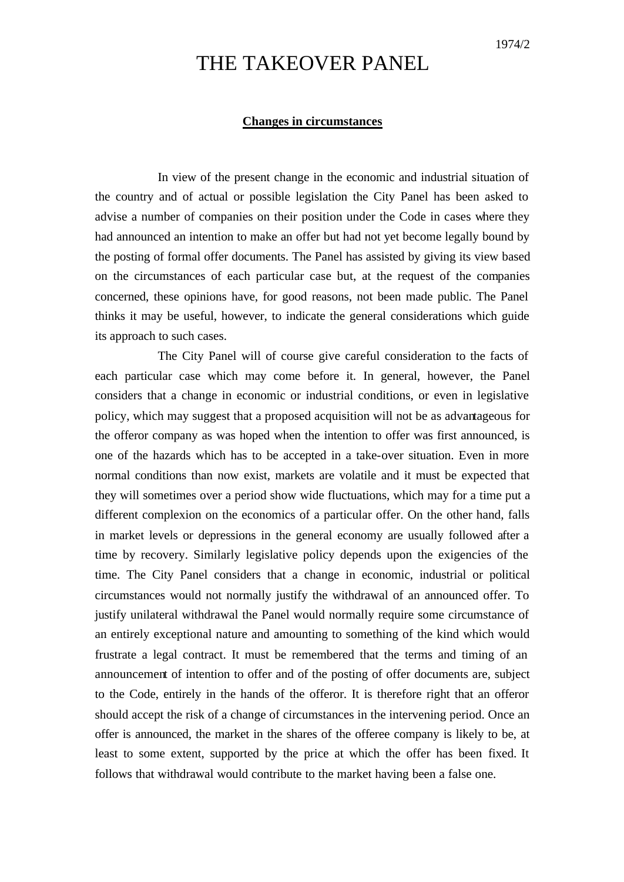1974/2

# THE TAKEOVER PANEL

## Changes in circumstances

In view of the present change in the economic and industrial situation of the country and of actual or possible legislation the City Panel has been asked to advise a number of companies on their position under the Code in cases where they had announced an intention to make an offer but had not yet become legally bound by the posting of formal offer documents. The Panel has assisted by giving its view based on the circumstances of each particular case but, at the request of the companies concerned, these opinions have, for good reasons, not been made public. The Panel thinks it may be useful, however, to indicate the general considerations which guide its approach to such cases.

The City Panel will of course give careful consideration to the facts of each particular case which may come before it. In general, however, the Panel considers that a change in economic or industrial conditions, or even in legislative policy, which may suggest that a proposed acquisition will not be as advantageous for the offeror company as was hoped when the intention to offer was first announced, is one of the hazards which has to be accepted in a take-over situation. Even in more normal conditions than now exist, markets are volatile and it must be expected that they will sometimes over a period show wide fluctuations, which may for a time put a different complexion on the economics of a particular offer. On the other hand, falls in market levels or depressions in the general economy are usually followed after a time by recovery. Similarly legislative policy depends upon the exigencies of the time. The City Panel considers that a change in economic, industrial or political circumstances would not normally justify the withdrawal of an announced offer. To justify unilateral withdrawal the Panel would normally require some circumstance of an entirely exceptional nature and amounting to something of the kind which would frustrate a legal contract. It must be remembered that the terms and timing of an announcement of intention to offer and of the posting of offer documents are, subject to the Code, entirely in the hands of the offeror. It is therefore right that an offeror should accept the risk of a change of circumstances in the intervening period. Once an offer is announced, the market in the shares of the offeree company is likely to be, at least to some extent, supported by the price at which the offer has been fixed. It follows that withdrawal would contribute to the market having been a false one.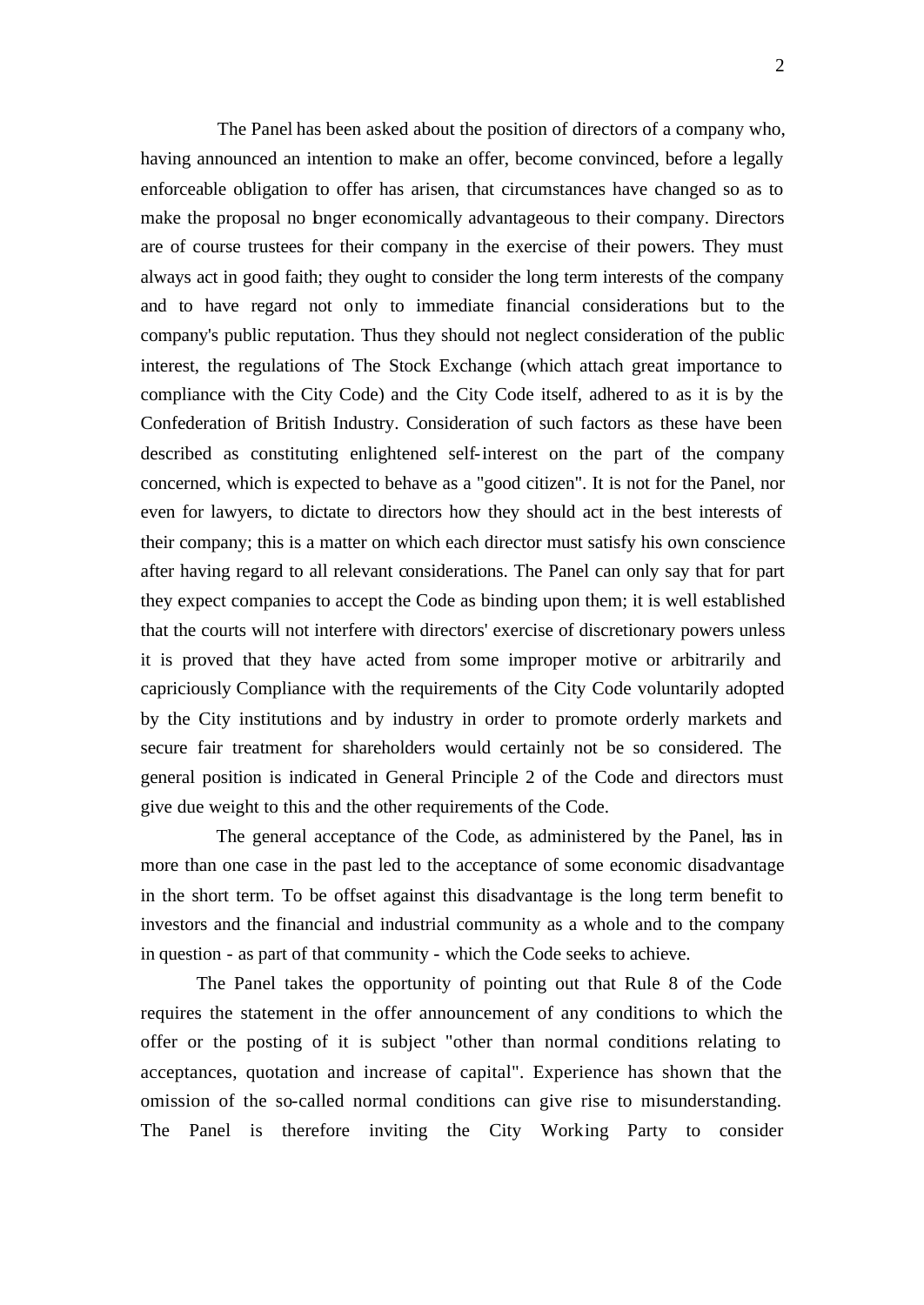The Panel has been asked about the position of directors of a company who, having announced an intention to make an offer, become convinced, before a legally enforceable obligation to offer has arisen, that circumstances have changed so as to make the proposal no longer economically advantageous to their company. Directors are of course trustees for their company in the exercise of their powers. They must always act in good faith; they ought to consider the long term interests of the company and to have regard not only to immediate financial considerations but to the company's public reputation. Thus they should not neglect consideration of the public interest, the regulations of The Stock Exchange (which attach great importance to compliance with the City Code) and the City Code itself, adhered to as it is by the Confederation of British Industry. Consideration of such factors as these have been described as constituting enlightened self-interest on the part of the company concerned, which is expected to behave as a "good citizen". It is not for the Panel, nor even for lawyers, to dictate to directors how they should act in the best interests of their company; this is a matter on which each director must satisfy his own conscience after having regard to all relevant considerations. The Panel can only say that for part they expect companies to accept the Code as binding upon them; it is well established that the courts will not interfere with directors' exercise of discretionary powers unless it is proved that they have acted from some improper motive or arbitrarily and capriciously Compliance with the requirements of the City Code voluntarily adopted by the City institutions and by industry in order to promote orderly markets and secure fair treatment for shareholders would certainly not be so considered. The general position is indicated in General Principle 2 of the Code and directors must give due weight to this and the other requirements of the Code.

The general acceptance of the Code, as administered by the Panel, has in more than one case in the past led to the acceptance of some economic disadvantage in the short term. To be offset against this disadvantage is the long term benefit to investors and the financial and industrial community as a whole and to the company in question - as part of that community - which the Code seeks to achieve.

The Panel takes the opportunity of pointing out that Rule 8 of the Code requires the statement in the offer announcement of any conditions to which the offer or the posting of it is subject "other than normal conditions relating to acceptances, quotation and increase of capital". Experience has shown that the omission of the so-called normal conditions can give rise to misunderstanding. The Panel is therefore inviting the City Working Party to consider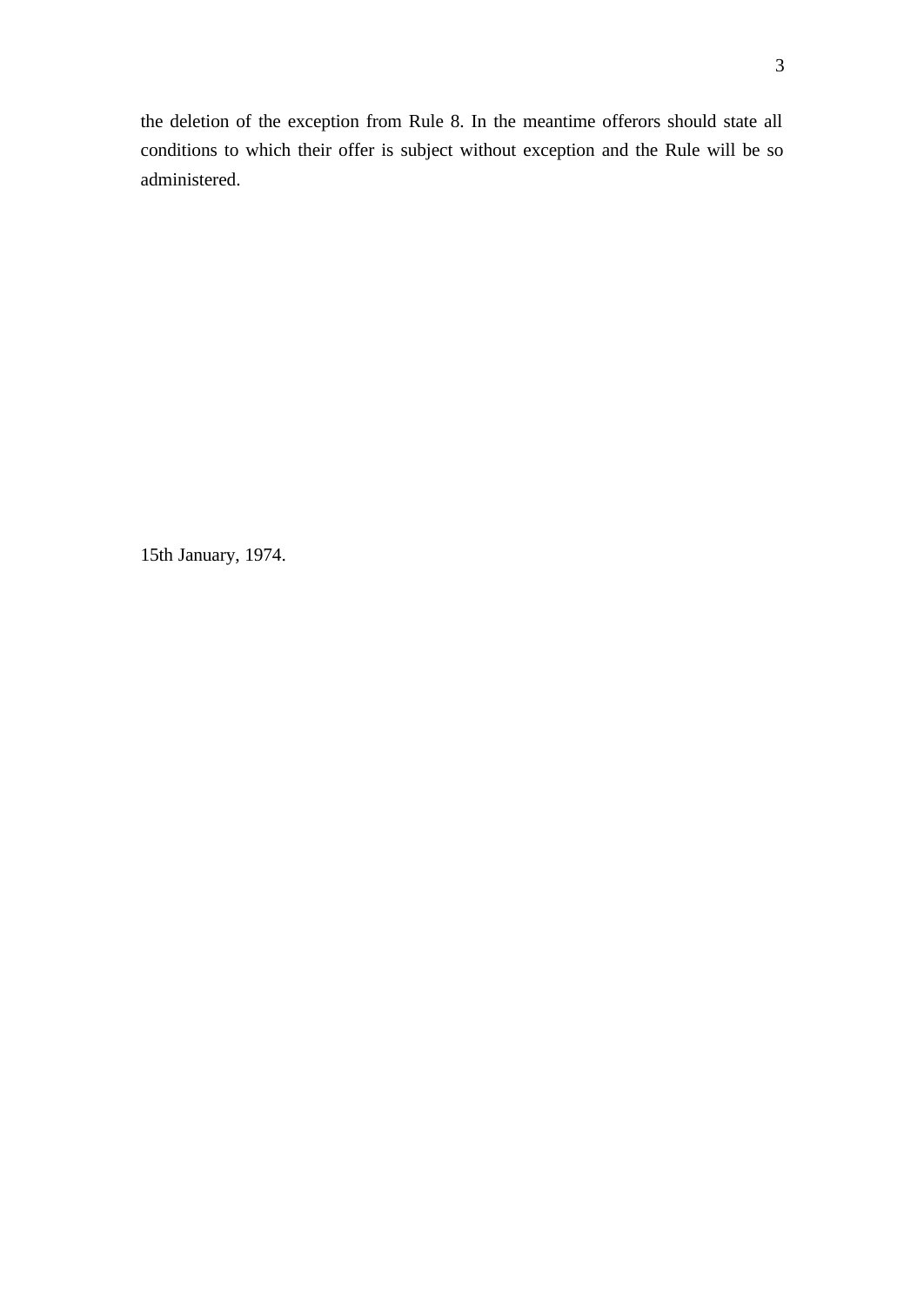the deletion of the exception from Rule 8. In the meantime offerors should state all conditions to which their offer is subject without exception and the Rule will be so administered.

15th January, 1974.